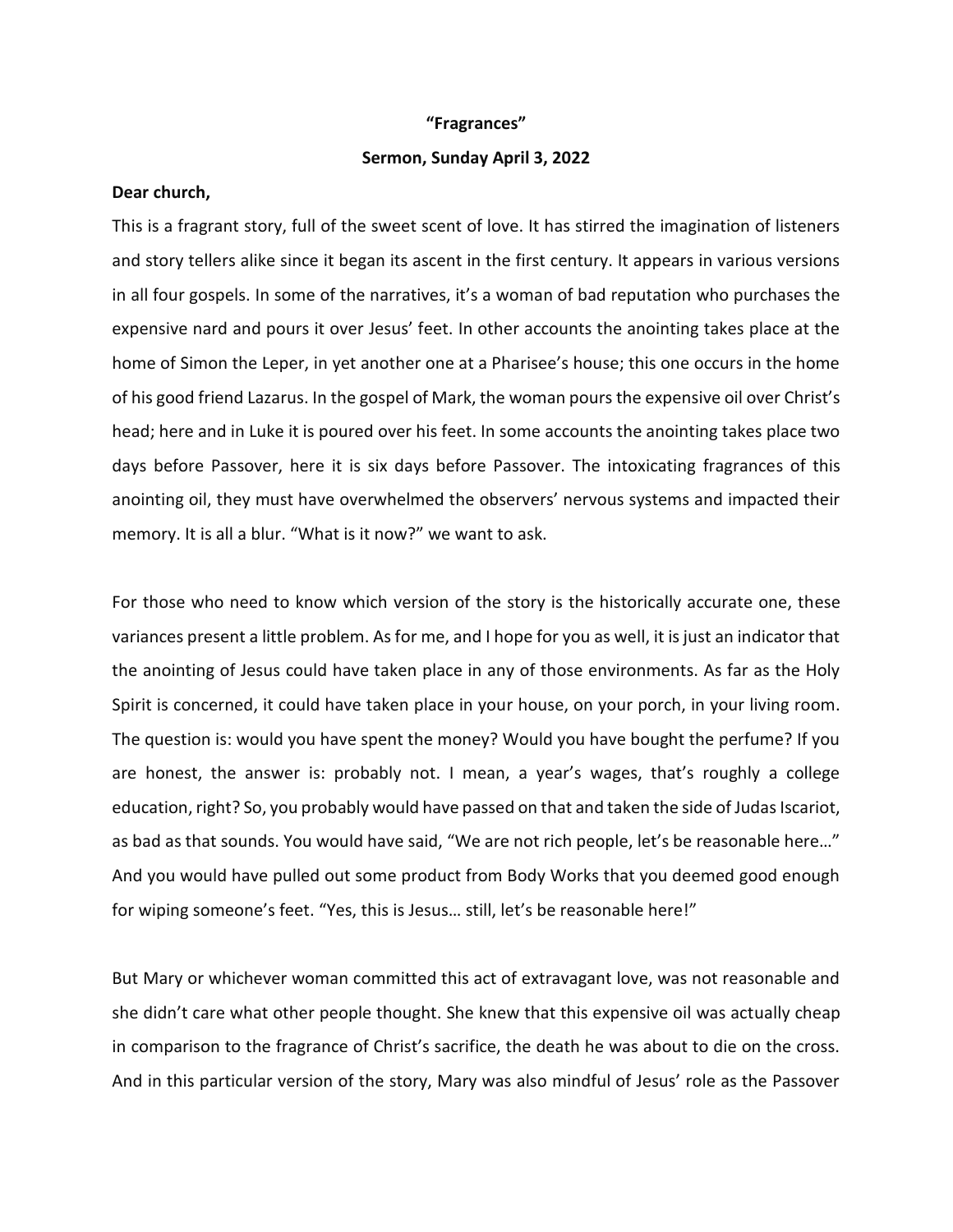# "Fragrances"

## Sermon, Sunday April 3, 2022

**Dear church,**

This is a fragrant story, full of the sweet scent of love. It has stirred the imagination of listeners and story tellers alike since it began its ascent in the first century. It appears in various versions in all four gospels. In some of the narratives, it's a woman of bad reputation who purchases the expensive nard and pours it over Jesus' feet. In other accounts the anointing takes place at the home of Simon the Leper, in yet another one at a Pharisee's house; this one occurs in the home of his good friend Lazarus. In the gospel of Mark, the woman pours the expensive oil over Christ's head; here and in Luke it is poured over his feet. In some accounts the anointing takes place two days before Passover, here it is six days before Passover. The intoxicating fragrances of this anointing oil, they must have overwhelmed the observers' nervous systems and impacted their memory. It is all a blur. "What is it now?" we want to ask.

For those who need to know which version of the story is the historically accurate one, these variances present a little problem. As for me, and I hope for you as well, it is just an indicator that the anointing of Jesus could have taken place in any of those environments. As far as the Holy Spirit is concerned, it could have taken place in your house, on your porch, in your living room. The question is: would you have spent the money? Would you have bought the perfume? If you are honest, the answer is: probably not. I mean, a year's wages, that's roughly a college education, right? So, you probably would have passed on that and taken the side of Judas Iscariot, as bad as that sounds. You would have said, "We are not rich people, let's be reasonable here…" And you would have pulled out some product from Body Works that you deemed good enough for wiping someone's feet. "Yes, this is Jesus… still, let's be reasonable here!"

But Mary or whichever woman committed this act of extravagant love, was not reasonable and she didn't care what other people thought. She knew that this expensive oil was actually cheap in comparison to the fragrance of Christ's sacrifice, the death he was about to die on the cross. And in this particular version of the story, Mary was also mindful of Jesus' role as the Passover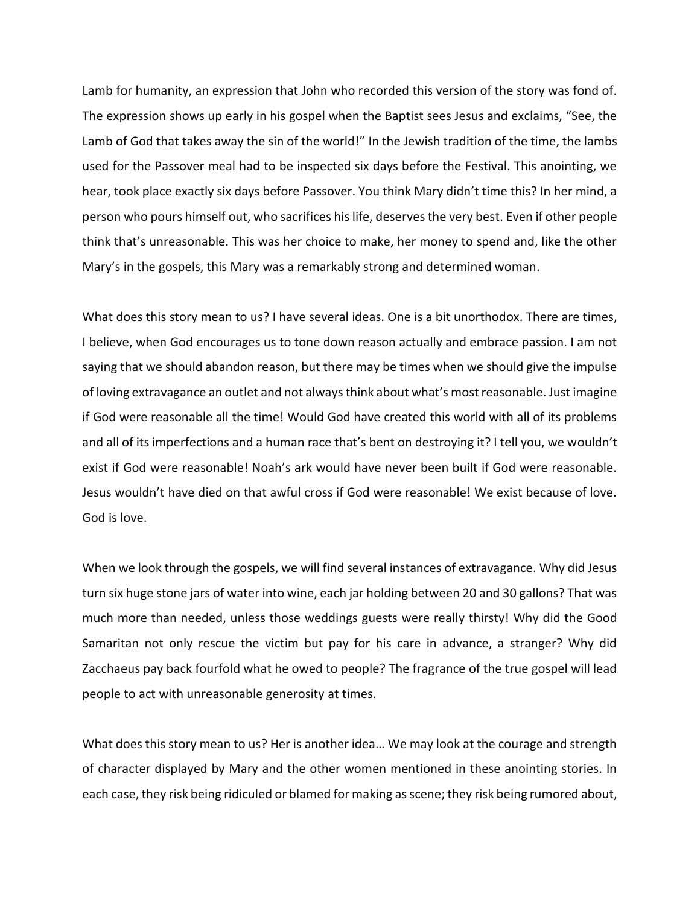Lamb for humanity, an expression that John who recorded this version of the story was fond of. The expression shows up early in his gospel when the Baptist sees Jesus and exclaims, "See, the Lamb of God that takes away the sin of the world!" In the Jewish tradition of the time, the lambs used for the Passover meal had to be inspected six days before the Festival. This anointing, we hear, took place exactly six days before Passover. You think Mary didn't time this? In her mind, a person who pours himself out, who sacrifices his life, deserves the very best. Even if other people think that's unreasonable. This was her choice to make, her money to spend and, like the other Mary's in the gospels, this Mary was a remarkably strong and determined woman.

What does this story mean to us? I have several ideas. One is a bit unorthodox. There are times, I believe, when God encourages us to tone down reason actually and embrace passion. I am not saying that we should abandon reason, but there may be times when we should give the impulse of loving extravagance an outlet and not always think about what's most reasonable. Just imagine if God were reasonable all the time! Would God have created this world with all of its problems and all of its imperfections and a human race that's bent on destroying it? I tell you, we wouldn't exist if God were reasonable! Noah's ark would have never been built if God were reasonable. Jesus wouldn't have died on that awful cross if God were reasonable! We exist because of love. God is love.

When we look through the gospels, we will find several instances of extravagance. Why did Jesus turn six huge stone jars of water into wine, each jar holding between 20 and 30 gallons? That was much more than needed, unless those weddings guests were really thirsty! Why did the Good Samaritan not only rescue the victim but pay for his care in advance, a stranger? Why did Zacchaeus pay back fourfold what he owed to people? The fragrance of the true gospel will lead people to act with unreasonable generosity at times.

What does this story mean to us? Her is another idea… We may look at the courage and strength of character displayed by Mary and the other women mentioned in these anointing stories. In each case, they risk being ridiculed or blamed for making as scene; they risk being rumored about,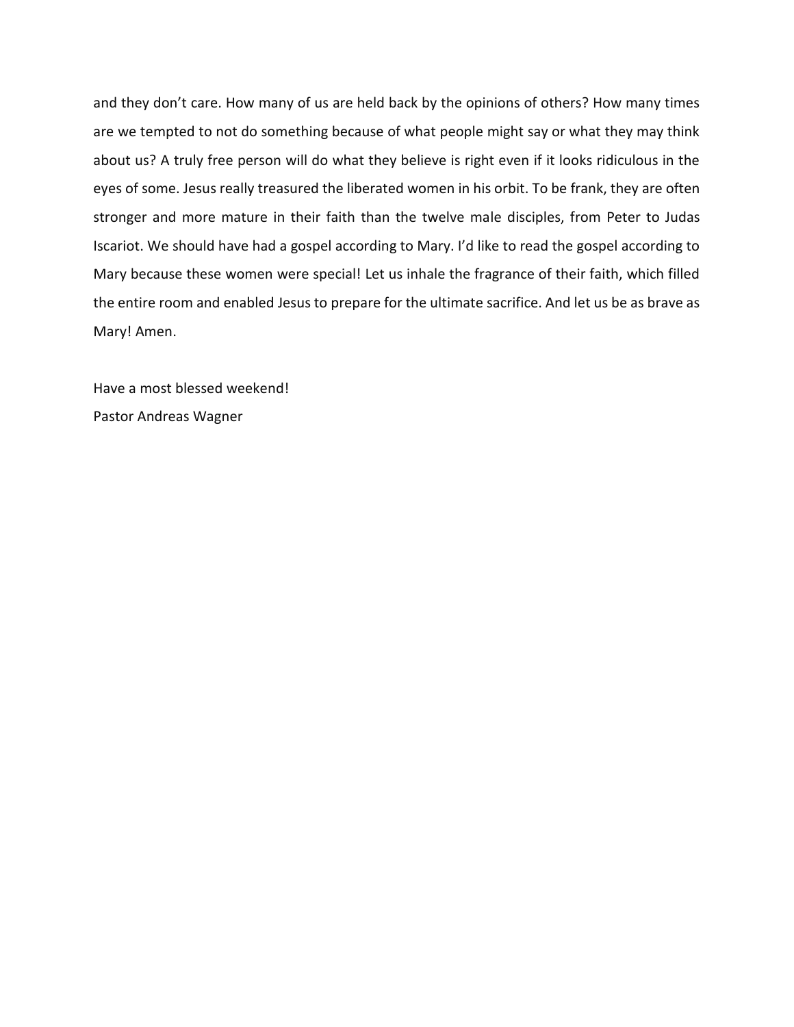and they don't care. How many of us are held back by the opinions of others? How many times are we tempted to not do something because of what people might say or what they may think about us? A truly free person will do what they believe is right even if it looks ridiculous in the eyes of some. Jesus really treasured the liberated women in his orbit. To be frank, they are often stronger and more mature in their faith than the twelve male disciples, from Peter to Judas Iscariot. We should have had a gospel according to Mary. I'd like to read the gospel according to Mary because these women were special! Let us inhale the fragrance of their faith, which filled the entire room and enabled Jesus to prepare for the ultimate sacrifice. And let us be as brave as Mary! Amen.

Have a most blessed weekend!
Pastor Andreas Wagner